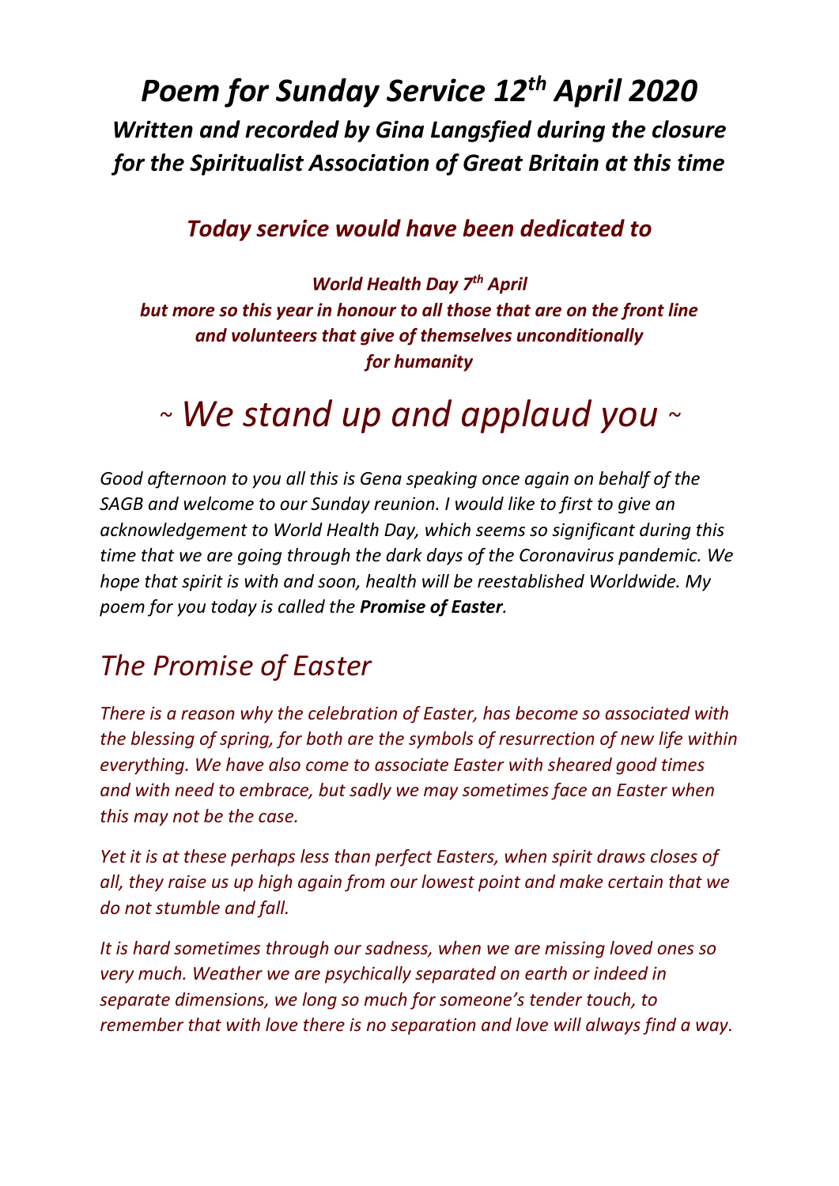# *Poem for Sunday Service 12th April 2020*

## *Written and recorded by Gina Langsfied during the closure for the Spiritualist Association of Great Britain at this time*

### *Today service would have been dedicated to*

***World Health Day 7th April***
***but more so this year in honour to all those that are on the front line and volunteers that give of themselves unconditionally for humanity***

# *~ We stand up and applaud you ~*

*Good afternoon to you all this is Gena speaking once again on behalf of the SAGB and welcome to our Sunday reunion. I would like to first to give an acknowledgement to World Health Day, which seems so significant during this time that we are going through the dark days of the Coronavirus pandemic. We hope that spirit is with and soon, health will be reestablished Worldwide. My poem for you today is called the* ***Promise of Easter****.*

## *The Promise of Easter*

*There is a reason why the celebration of Easter, has become so associated with the blessing of spring, for both are the symbols of resurrection of new life within everything. We have also come to associate Easter with sheared good times and with need to embrace, but sadly we may sometimes face an Easter when this may not be the case.*

*Yet it is at these perhaps less than perfect Easters, when spirit draws closes of all, they raise us up high again from our lowest point and make certain that we do not stumble and fall.*

*It is hard sometimes through our sadness, when we are missing loved ones so very much. Weather we are psychically separated on earth or indeed in separate dimensions, we long so much for someone's tender touch, to remember that with love there is no separation and love will always find a way.*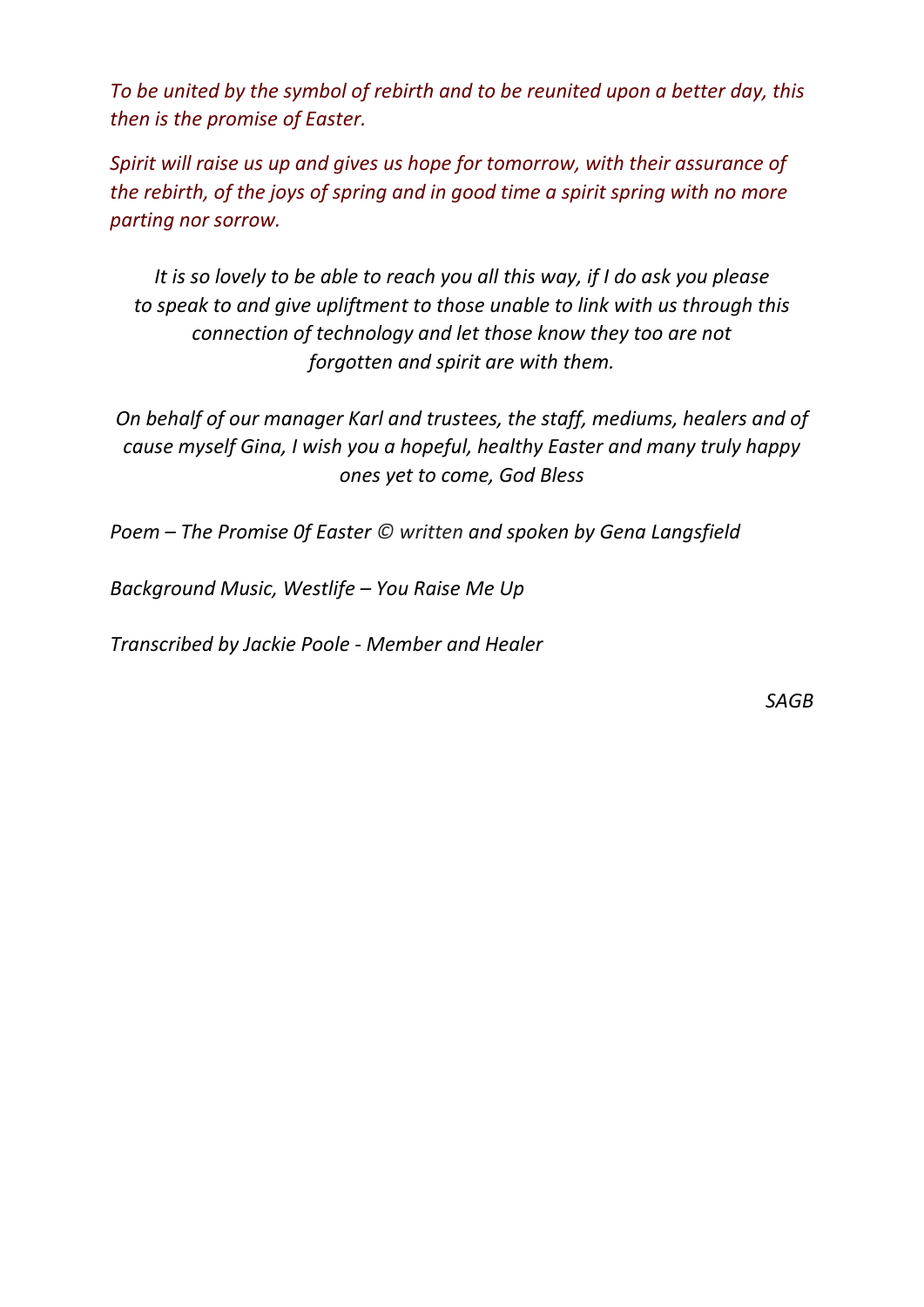*To be united by the symbol of rebirth and to be reunited upon a better day, this then is the promise of Easter.*

*Spirit will raise us up and gives us hope for tomorrow, with their assurance of the rebirth, of the joys of spring and in good time a spirit spring with no more parting nor sorrow.*

*It is so lovely to be able to reach you all this way, if I do ask you please to speak to and give upliftment to those unable to link with us through this connection of technology and let those know they too are not forgotten and spirit are with them.*

*On behalf of our manager Karl and trustees, the staff, mediums, healers and of cause myself Gina, I wish you a hopeful, healthy Easter and many truly happy ones yet to come, God Bless*

*Poem – The Promise 0f Easter © written and spoken by Gena Langsfield*

*Background Music, Westlife – You Raise Me Up*

*Transcribed by Jackie Poole - Member and Healer*

*SAGB*